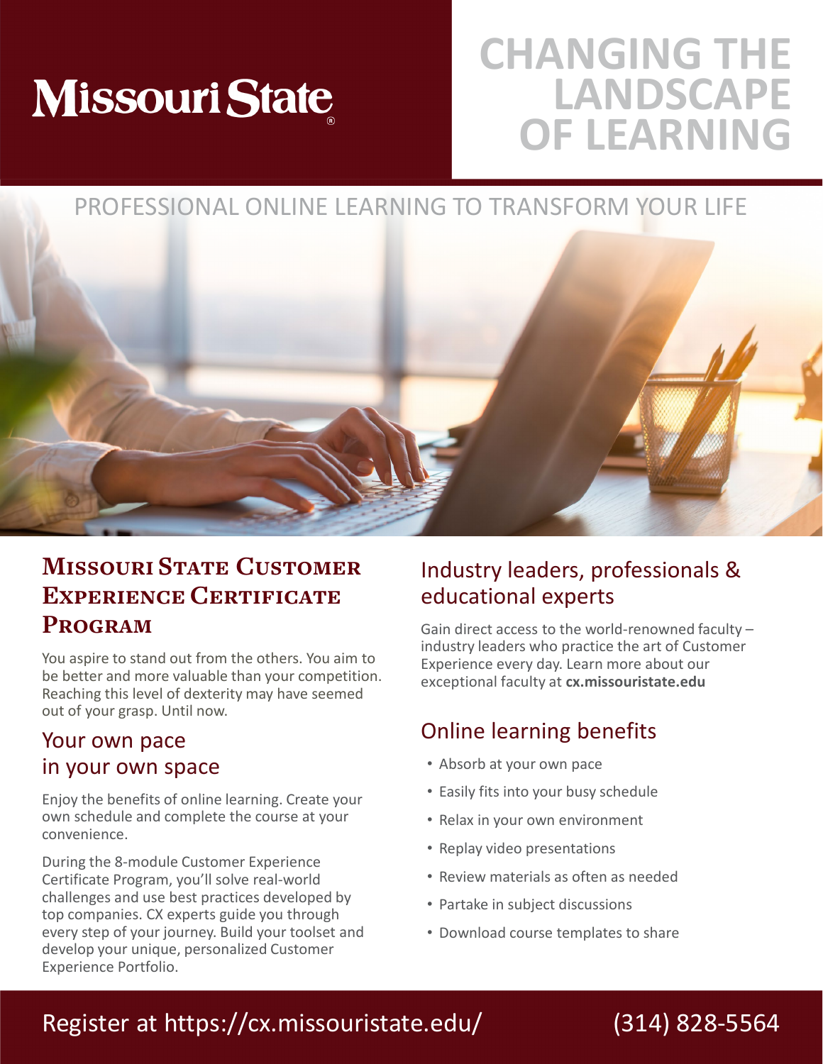# Missouri State

# CHANGING THE LANDSCAPE OF LEARNING

PROFESSIONAL ONLINE LEARNING TO TRANSFORM YOUR LIFE

## Missouri State Customer Experience Certificate Program

You aspire to stand out from the others. You aim to be better and more valuable than your competition. Reaching this level of dexterity may have seemed out of your grasp. Until now.

### Your own pace in your own space

Enjoy the benefits of online learning. Create your own schedule and complete the course at your convenience.

During the 8-module Customer Experience Certificate Program, you'll solve real-world challenges and use best practices developed by top companies. CX experts guide you through every step of your journey. Build your toolset and develop your unique, personalized Customer Experience Portfolio.

### Industry leaders, professionals & educational experts

Gain direct access to the world-renowned faculty – industry leaders who practice the art of Customer Experience every day. Learn more about our exceptional faculty at **cx.missouristate.edu**

### Online learning benefits

- Absorb at your own pace
- Easily fits into your busy schedule
- Relax in your own environment
- Replay video presentations
- Review materials as often as needed
- Partake in subject discussions
- Download course templates to share

Register at https://cx.missouristate.edu/ (314) 828-5564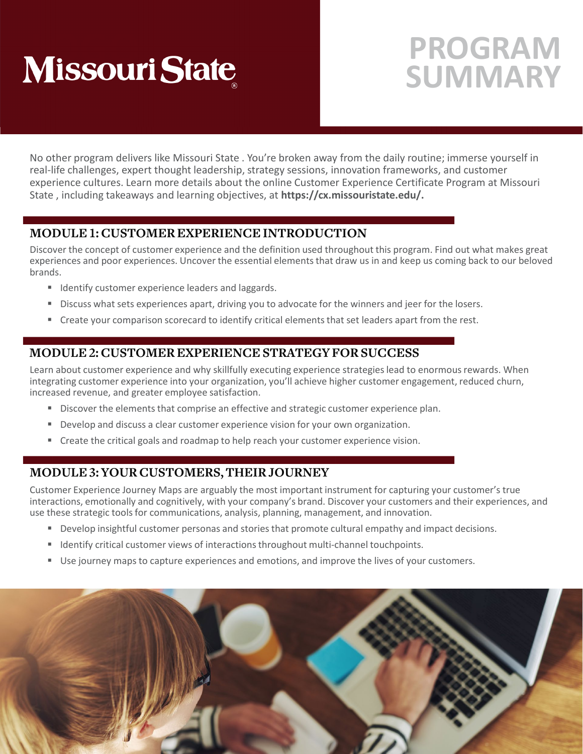Missouri State

# PROGRAM SUMMARY

No other program delivers like Missouri State . You're broken away from the daily routine; immerse yourself in real-life challenges, expert thought leadership, strategy sessions, innovation frameworks, and customer experience cultures. Learn more details about the online Customer Experience Certificate Program at Missouri State , including takeaways and learning objectives, at **https://cx.missouristate.edu/.**

## MODULE 1: CUSTOMER EXPERIENCE INTRODUCTION

Discover the concept of customer experience and the definition used throughout this program. Find out what makes great experiences and poor experiences. Uncover the essential elements that draw us in and keep us coming back to our beloved brands.

- Identify customer experience leaders and laggards.
- Discuss what sets experiences apart, driving you to advocate for the winners and jeer for the losers.
- Create your comparison scorecard to identify critical elements that set leaders apart from the rest.

## MODULE 2: CUSTOMER EXPERIENCE STRATEGY FOR SUCCESS

Learn about customer experience and why skillfully executing experience strategies lead to enormous rewards. When integrating customer experience into your organization, you'll achieve higher customer engagement, reduced churn, increased revenue, and greater employee satisfaction.

- Discover the elements that comprise an effective and strategic customer experience plan.
- Develop and discuss a clear customer experience vision for your own organization.
- Create the critical goals and roadmap to help reach your customer experience vision.

## MODULE 3: YOUR CUSTOMERS, THEIR JOURNEY

Customer Experience Journey Maps are arguably the most important instrument for capturing your customer's true interactions, emotionally and cognitively, with your company's brand. Discover your customers and their experiences, and use these strategic tools for communications, analysis, planning, management, and innovation.

- Develop insightful customer personas and stories that promote cultural empathy and impact decisions.
- Identify critical customer views of interactions throughout multi-channel touchpoints.
- Use journey maps to capture experiences and emotions, and improve the lives of your customers.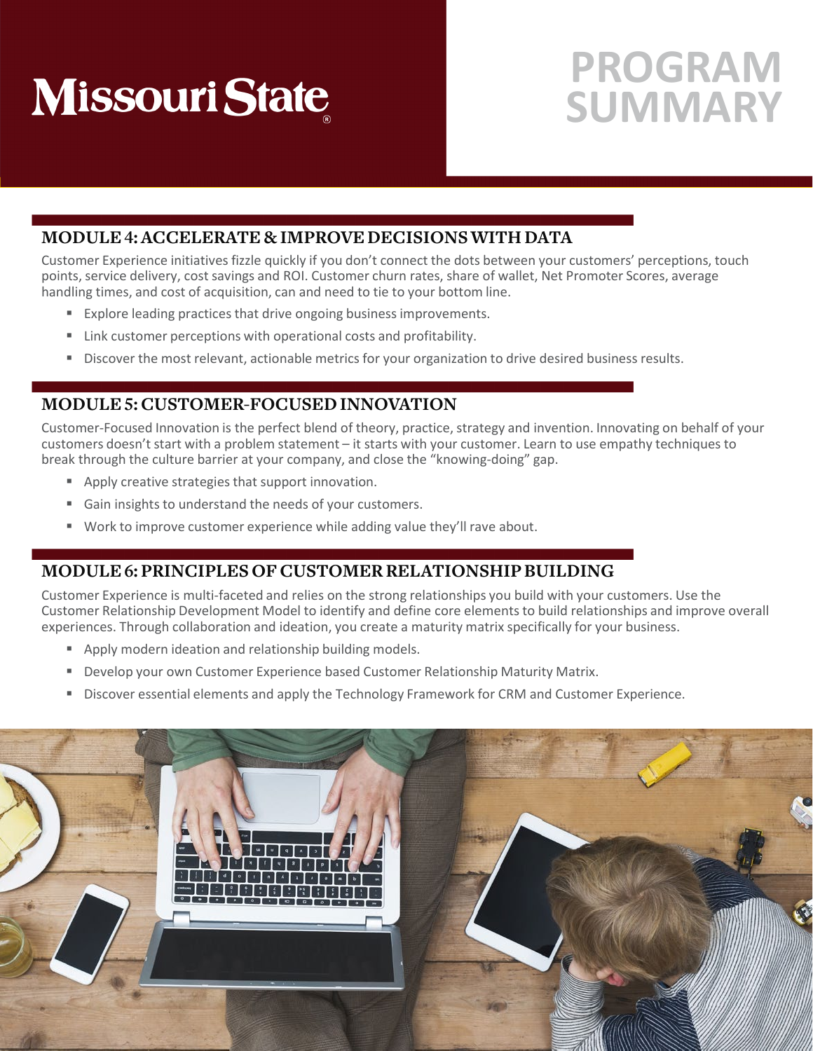# PROGRAM SUMMARY

## MODULE 4: ACCELERATE & IMPROVE DECISIONS WITH DATA

Customer Experience initiatives fizzle quickly if you don't connect the dots between your customers' perceptions, touch points, service delivery, cost savings and ROI. Customer churn rates, share of wallet, Net Promoter Scores, average handling times, and cost of acquisition, can and need to tie to your bottom line.

- Explore leading practices that drive ongoing business improvements.
- Link customer perceptions with operational costs and profitability.
- Discover the most relevant, actionable metrics for your organization to drive desired business results.

## MODULE 5: CUSTOMER-FOCUSED INNOVATION

Customer-Focused Innovation is the perfect blend of theory, practice, strategy and invention. Innovating on behalf of your customers doesn't start with a problem statement – it starts with your customer. Learn to use empathy techniques to break through the culture barrier at your company, and close the "knowing-doing" gap.

- Apply creative strategies that support innovation.
- Gain insights to understand the needs of your customers.
- Work to improve customer experience while adding value they'll rave about.

## MODULE 6: PRINCIPLES OF CUSTOMER RELATIONSHIP BUILDING

Customer Experience is multi-faceted and relies on the strong relationships you build with your customers. Use the Customer Relationship Development Model to identify and define core elements to build relationships and improve overall experiences. Through collaboration and ideation, you create a maturity matrix specifically for your business.

- Apply modern ideation and relationship building models.
- Develop your own Customer Experience based Customer Relationship Maturity Matrix.
- Discover essential elements and apply the Technology Framework for CRM and Customer Experience.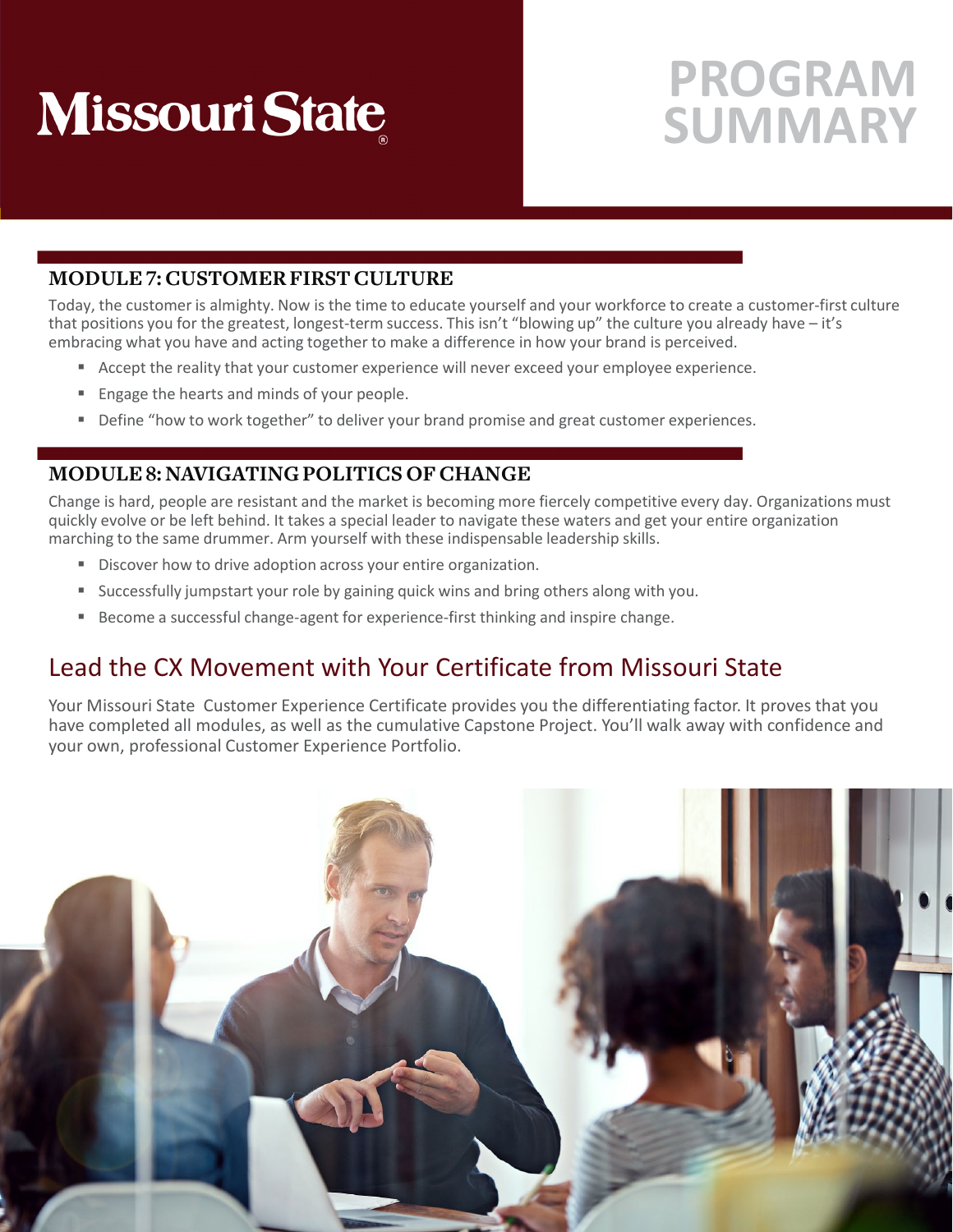Missouri State

# PROGRAM SUMMARY

### MODULE 7: CUSTOMER FIRST CULTURE

Today, the customer is almighty. Now is the time to educate yourself and your workforce to create a customer-first culture that positions you for the greatest, longest-term success. This isn't "blowing up" the culture you already have – it's embracing what you have and acting together to make a difference in how your brand is perceived.

- Accept the reality that your customer experience will never exceed your employee experience.
- Engage the hearts and minds of your people.
- Define "how to work together" to deliver your brand promise and great customer experiences.

### MODULE 8: NAVIGATING POLITICS OF CHANGE

Change is hard, people are resistant and the market is becoming more fiercely competitive every day. Organizations must quickly evolve or be left behind. It takes a special leader to navigate these waters and get your entire organization marching to the same drummer. Arm yourself with these indispensable leadership skills.

- Discover how to drive adoption across your entire organization.
- Successfully jumpstart your role by gaining quick wins and bring others along with you.
- Become a successful change-agent for experience-first thinking and inspire change.

## Lead the CX Movement with Your Certificate from Missouri State

Your Missouri State Customer Experience Certificate provides you the differentiating factor. It proves that you have completed all modules, as well as the cumulative Capstone Project. You'll walk away with confidence and your own, professional Customer Experience Portfolio.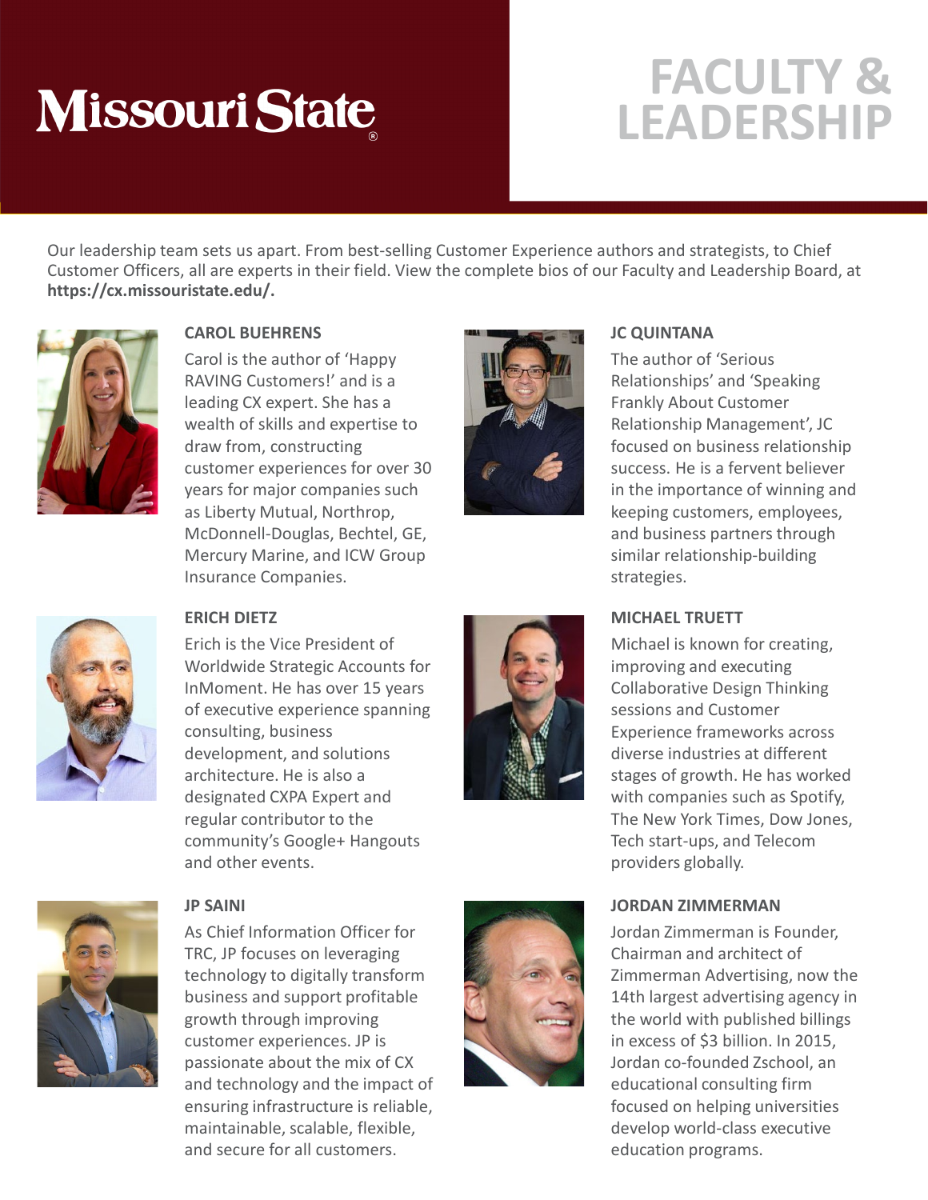Missouri State

# FACULTY & LEADERSHIP

Our leadership team sets us apart. From best-selling Customer Experience authors and strategists, to Chief Customer Officers, all are experts in their field. View the complete bios of our Faculty and Leadership Board, at **https://cx.missouristate.edu/.**

### CAROL BUEHRENS

Carol is the author of 'Happy RAVING Customers!' and is a leading CX expert. She has a wealth of skills and expertise to draw from, constructing customer experiences for over 30 years for major companies such as Liberty Mutual, Northrop, McDonnell-Douglas, Bechtel, GE, Mercury Marine, and ICW Group Insurance Companies.

### ERICH DIETZ

Erich is the Vice President of Worldwide Strategic Accounts for InMoment. He has over 15 years of executive experience spanning consulting, business development, and solutions architecture. He is also a designated CXPA Expert and regular contributor to the community's Google+ Hangouts and other events.

### JP SAINI

As Chief Information Officer for TRC, JP focuses on leveraging technology to digitally transform business and support profitable growth through improving customer experiences. JP is passionate about the mix of CX and technology and the impact of ensuring infrastructure is reliable, maintainable, scalable, flexible, and secure for all customers.

### JC QUINTANA

The author of 'Serious Relationships' and 'Speaking Frankly About Customer Relationship Management', JC focused on business relationship success. He is a fervent believer in the importance of winning and keeping customers, employees, and business partners through similar relationship-building strategies.

### MICHAEL TRUETT

Michael is known for creating, improving and executing Collaborative Design Thinking sessions and Customer Experience frameworks across diverse industries at different stages of growth. He has worked with companies such as Spotify, The New York Times, Dow Jones, Tech start-ups, and Telecom providers globally.

### JORDAN ZIMMERMAN

Jordan Zimmerman is Founder, Chairman and architect of Zimmerman Advertising, now the 14th largest advertising agency in the world with published billings in excess of $3 billion. In 2015, Jordan co-founded Zschool, an educational consulting firm focused on helping universities develop world-class executive education programs.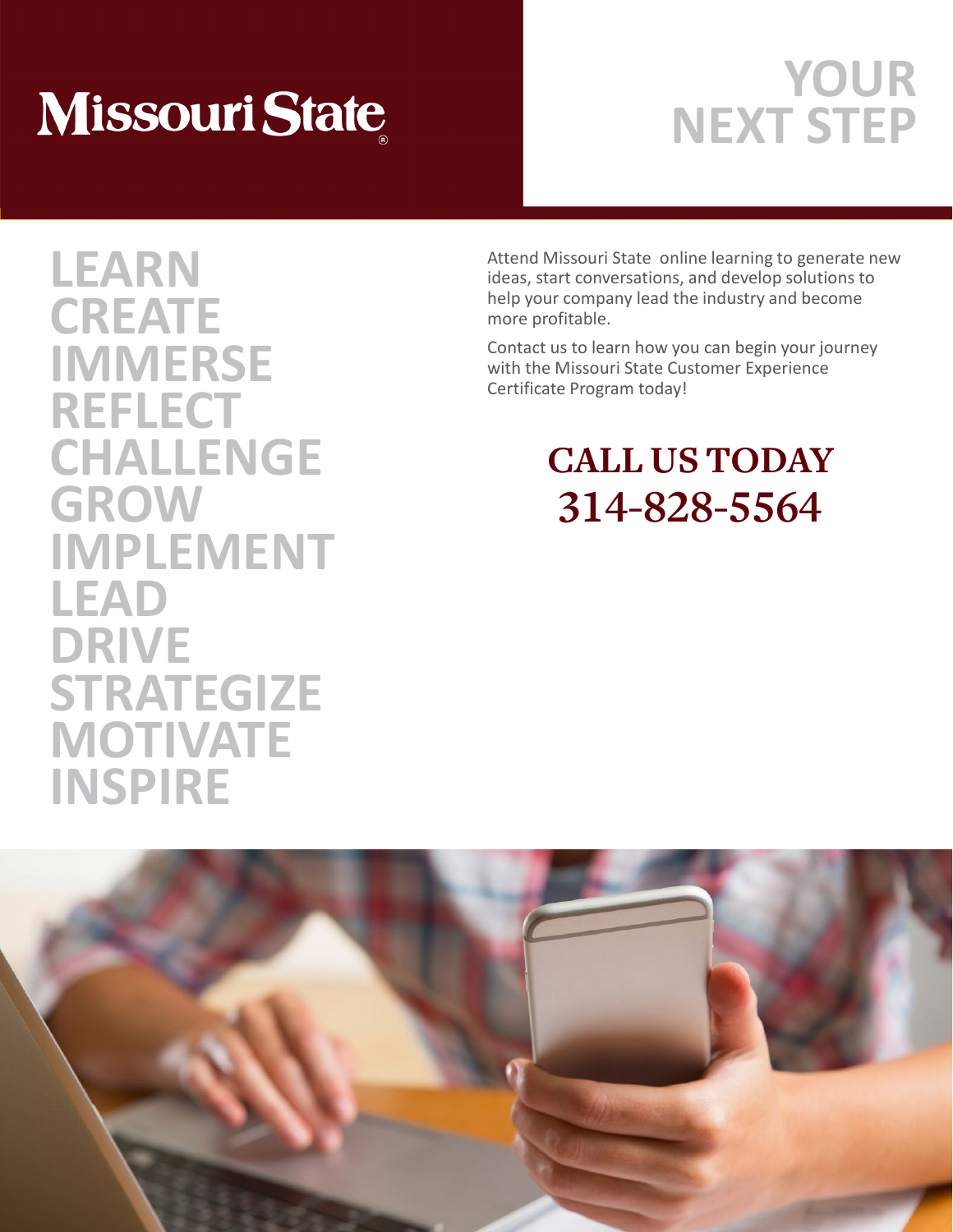# Missouri State

# YOUR NEXT STEP

**LEARN**
**CREATE**
**IMMERSE**
**REFLECT**
**CHALLENGE**
**GROW**
**IMPLEMENT**
**LEAD**
**DRIVE**
**STRATEGIZE**
**MOTIVATE**
**INSPIRE**

Attend Missouri State online learning to generate new ideas, start conversations, and develop solutions to help your company lead the industry and become more profitable.

Contact us to learn how you can begin your journey with the Missouri State Customer Experience Certificate Program today!

## CALL US TODAY
## 314-828-5564